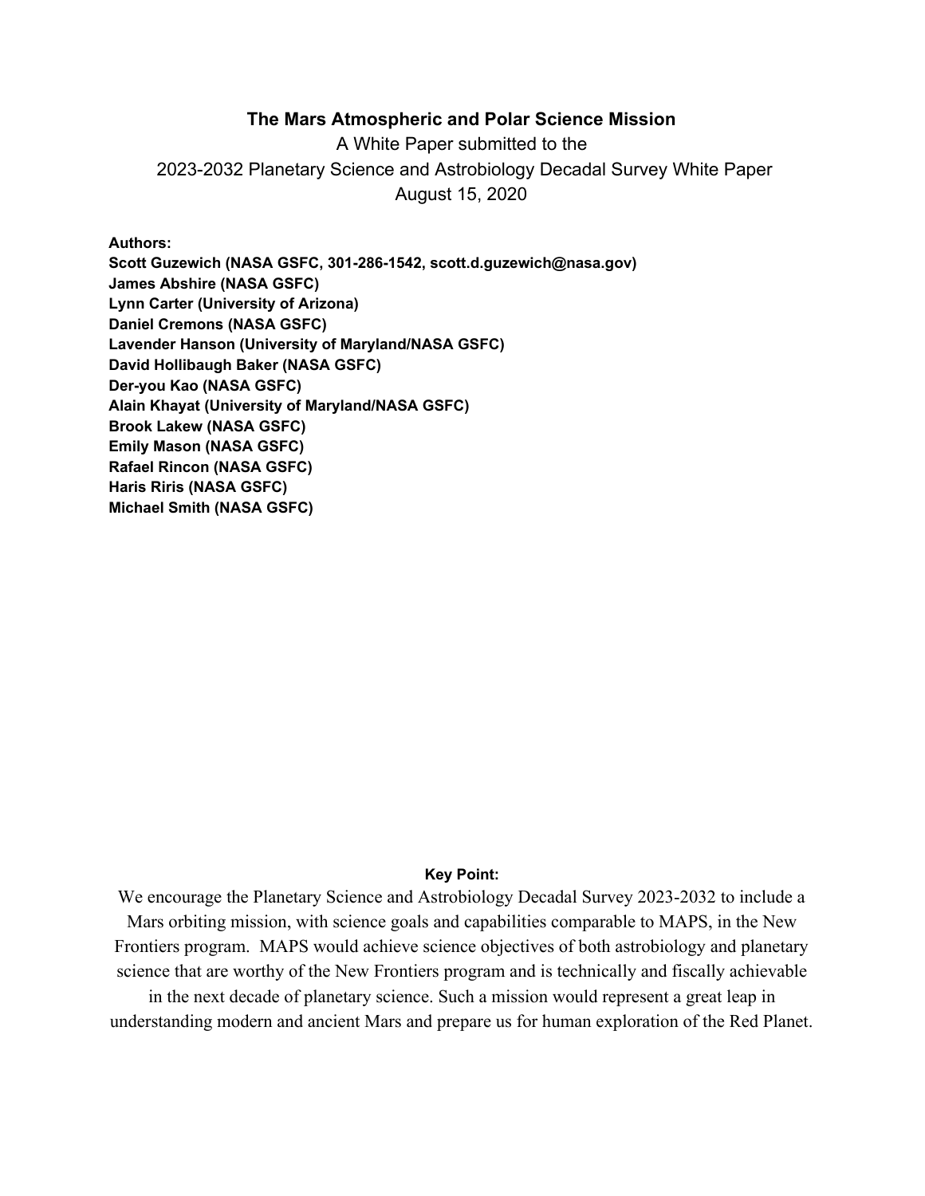# The Mars Atmospheric and Polar Science Mission

A White Paper submitted to the

2023-2032 Planetary Science and Astrobiology Decadal Survey White Paper

August 15, 2020

**Authors:**

**Scott Guzewich (NASA GSFC, 301-286-1542, scott.d.guzewich@nasa.gov)**
**James Abshire (NASA GSFC)**
**Lynn Carter (University of Arizona)**
**Daniel Cremons (NASA GSFC)**
**Lavender Hanson (University of Maryland/NASA GSFC)**
**David Hollibaugh Baker (NASA GSFC)**
**Der-you Kao (NASA GSFC)**
**Alain Khayat (University of Maryland/NASA GSFC)**
**Brook Lakew (NASA GSFC)**
**Emily Mason (NASA GSFC)**
**Rafael Rincon (NASA GSFC)**
**Haris Riris (NASA GSFC)**
**Michael Smith (NASA GSFC)**

**Key Point:**

We encourage the Planetary Science and Astrobiology Decadal Survey 2023-2032 to include a Mars orbiting mission, with science goals and capabilities comparable to MAPS, in the New Frontiers program. MAPS would achieve science objectives of both astrobiology and planetary science that are worthy of the New Frontiers program and is technically and fiscally achievable in the next decade of planetary science. Such a mission would represent a great leap in understanding modern and ancient Mars and prepare us for human exploration of the Red Planet.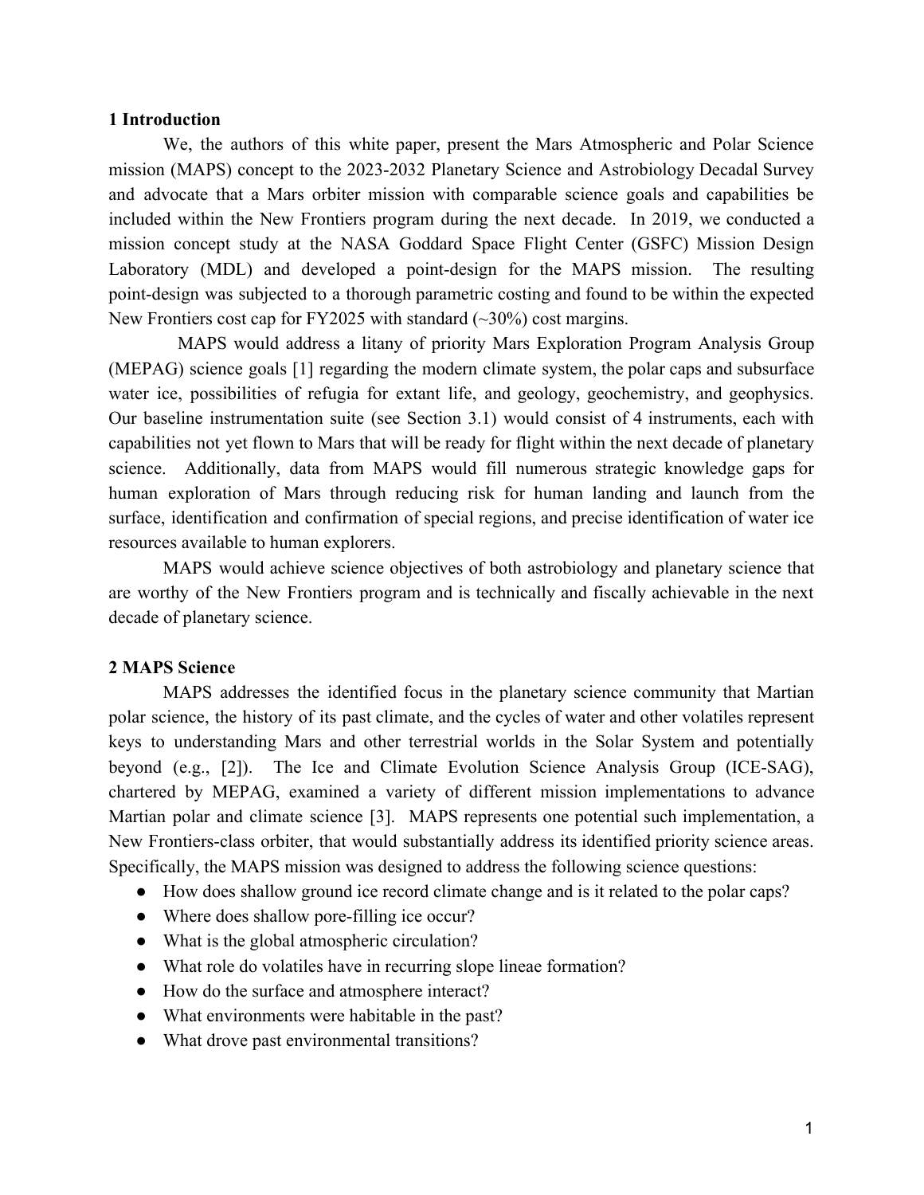## 1 Introduction

We, the authors of this white paper, present the Mars Atmospheric and Polar Science mission (MAPS) concept to the 2023-2032 Planetary Science and Astrobiology Decadal Survey and advocate that a Mars orbiter mission with comparable science goals and capabilities be included within the New Frontiers program during the next decade. In 2019, we conducted a mission concept study at the NASA Goddard Space Flight Center (GSFC) Mission Design Laboratory (MDL) and developed a point-design for the MAPS mission. The resulting point-design was subjected to a thorough parametric costing and found to be within the expected New Frontiers cost cap for FY2025 with standard (~30%) cost margins.

MAPS would address a litany of priority Mars Exploration Program Analysis Group (MEPAG) science goals [1] regarding the modern climate system, the polar caps and subsurface water ice, possibilities of refugia for extant life, and geology, geochemistry, and geophysics. Our baseline instrumentation suite (see Section 3.1) would consist of 4 instruments, each with capabilities not yet flown to Mars that will be ready for flight within the next decade of planetary science. Additionally, data from MAPS would fill numerous strategic knowledge gaps for human exploration of Mars through reducing risk for human landing and launch from the surface, identification and confirmation of special regions, and precise identification of water ice resources available to human explorers.

MAPS would achieve science objectives of both astrobiology and planetary science that are worthy of the New Frontiers program and is technically and fiscally achievable in the next decade of planetary science.

## 2 MAPS Science

MAPS addresses the identified focus in the planetary science community that Martian polar science, the history of its past climate, and the cycles of water and other volatiles represent keys to understanding Mars and other terrestrial worlds in the Solar System and potentially beyond (e.g., [2]). The Ice and Climate Evolution Science Analysis Group (ICE-SAG), chartered by MEPAG, examined a variety of different mission implementations to advance Martian polar and climate science [3]. MAPS represents one potential such implementation, a New Frontiers-class orbiter, that would substantially address its identified priority science areas. Specifically, the MAPS mission was designed to address the following science questions:

- How does shallow ground ice record climate change and is it related to the polar caps?
- Where does shallow pore-filling ice occur?
- What is the global atmospheric circulation?
- What role do volatiles have in recurring slope lineae formation?
- How do the surface and atmosphere interact?
- What environments were habitable in the past?
- What drove past environmental transitions?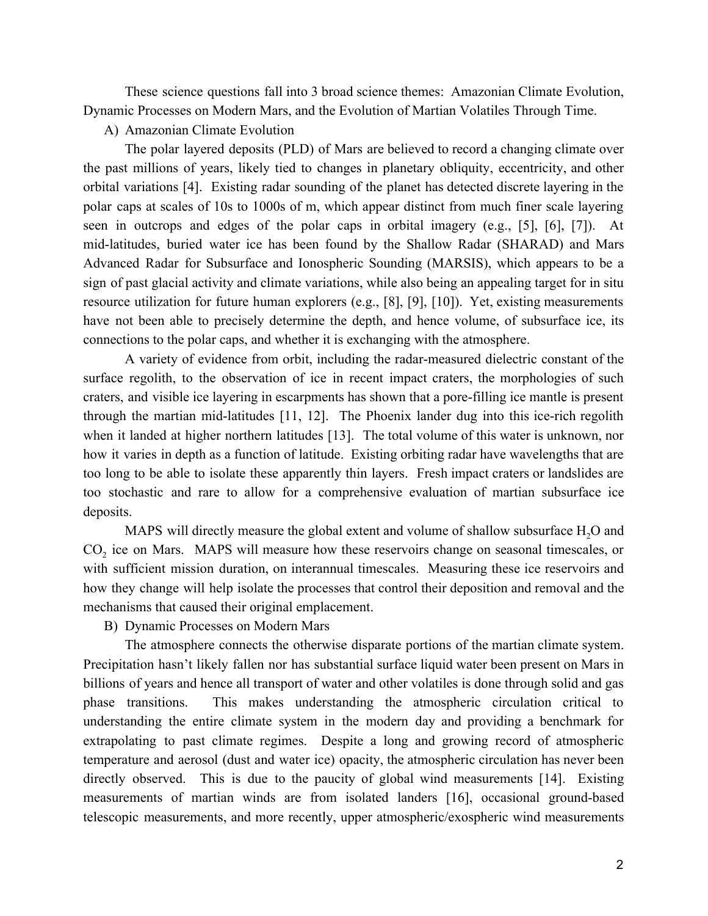These science questions fall into 3 broad science themes: Amazonian Climate Evolution, Dynamic Processes on Modern Mars, and the Evolution of Martian Volatiles Through Time.

A) Amazonian Climate Evolution

The polar layered deposits (PLD) of Mars are believed to record a changing climate over the past millions of years, likely tied to changes in planetary obliquity, eccentricity, and other orbital variations [4]. Existing radar sounding of the planet has detected discrete layering in the polar caps at scales of 10s to 1000s of m, which appear distinct from much finer scale layering seen in outcrops and edges of the polar caps in orbital imagery (e.g., [5], [6], [7]). At mid-latitudes, buried water ice has been found by the Shallow Radar (SHARAD) and Mars Advanced Radar for Subsurface and Ionospheric Sounding (MARSIS), which appears to be a sign of past glacial activity and climate variations, while also being an appealing target for in situ resource utilization for future human explorers (e.g., [8], [9], [10]). Yet, existing measurements have not been able to precisely determine the depth, and hence volume, of subsurface ice, its connections to the polar caps, and whether it is exchanging with the atmosphere.

A variety of evidence from orbit, including the radar-measured dielectric constant of the surface regolith, to the observation of ice in recent impact craters, the morphologies of such craters, and visible ice layering in escarpments has shown that a pore-filling ice mantle is present through the martian mid-latitudes [11, 12]. The Phoenix lander dug into this ice-rich regolith when it landed at higher northern latitudes [13]. The total volume of this water is unknown, nor how it varies in depth as a function of latitude. Existing orbiting radar have wavelengths that are too long to be able to isolate these apparently thin layers. Fresh impact craters or landslides are too stochastic and rare to allow for a comprehensive evaluation of martian subsurface ice deposits.

MAPS will directly measure the global extent and volume of shallow subsurface $H_2O$ and $CO_2$ ice on Mars. MAPS will measure how these reservoirs change on seasonal timescales, or with sufficient mission duration, on interannual timescales. Measuring these ice reservoirs and how they change will help isolate the processes that control their deposition and removal and the mechanisms that caused their original emplacement.

B) Dynamic Processes on Modern Mars

The atmosphere connects the otherwise disparate portions of the martian climate system. Precipitation hasn't likely fallen nor has substantial surface liquid water been present on Mars in billions of years and hence all transport of water and other volatiles is done through solid and gas phase transitions. This makes understanding the atmospheric circulation critical to understanding the entire climate system in the modern day and providing a benchmark for extrapolating to past climate regimes. Despite a long and growing record of atmospheric temperature and aerosol (dust and water ice) opacity, the atmospheric circulation has never been directly observed. This is due to the paucity of global wind measurements [14]. Existing measurements of martian winds are from isolated landers [16], occasional ground-based telescopic measurements, and more recently, upper atmospheric/exospheric wind measurements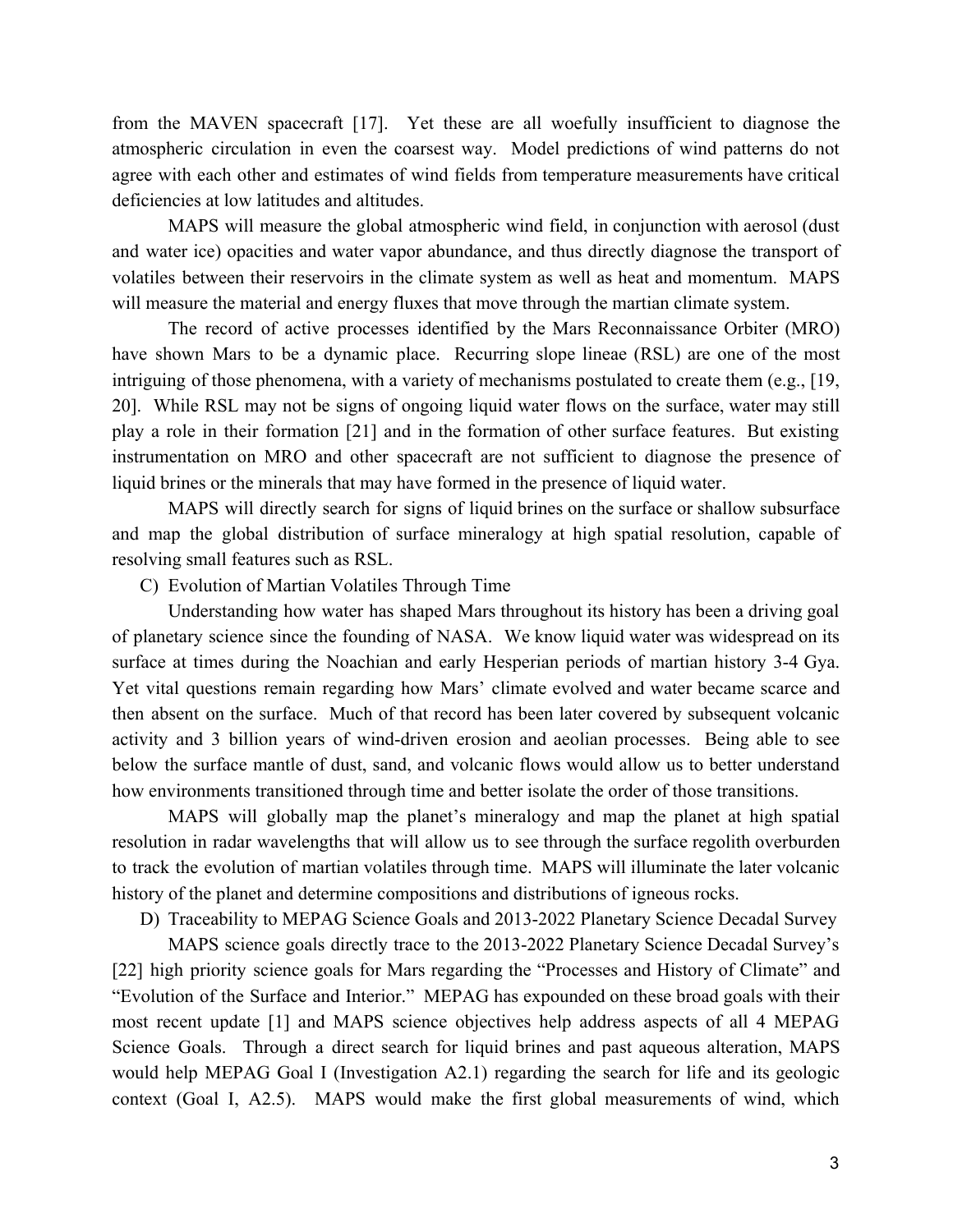from the MAVEN spacecraft [17]. Yet these are all woefully insufficient to diagnose the atmospheric circulation in even the coarsest way. Model predictions of wind patterns do not agree with each other and estimates of wind fields from temperature measurements have critical deficiencies at low latitudes and altitudes.

MAPS will measure the global atmospheric wind field, in conjunction with aerosol (dust and water ice) opacities and water vapor abundance, and thus directly diagnose the transport of volatiles between their reservoirs in the climate system as well as heat and momentum. MAPS will measure the material and energy fluxes that move through the martian climate system.

The record of active processes identified by the Mars Reconnaissance Orbiter (MRO) have shown Mars to be a dynamic place. Recurring slope lineae (RSL) are one of the most intriguing of those phenomena, with a variety of mechanisms postulated to create them (e.g., [19, 20]. While RSL may not be signs of ongoing liquid water flows on the surface, water may still play a role in their formation [21] and in the formation of other surface features. But existing instrumentation on MRO and other spacecraft are not sufficient to diagnose the presence of liquid brines or the minerals that may have formed in the presence of liquid water.

MAPS will directly search for signs of liquid brines on the surface or shallow subsurface and map the global distribution of surface mineralogy at high spatial resolution, capable of resolving small features such as RSL.

C) Evolution of Martian Volatiles Through Time

Understanding how water has shaped Mars throughout its history has been a driving goal of planetary science since the founding of NASA. We know liquid water was widespread on its surface at times during the Noachian and early Hesperian periods of martian history 3-4 Gya. Yet vital questions remain regarding how Mars' climate evolved and water became scarce and then absent on the surface. Much of that record has been later covered by subsequent volcanic activity and 3 billion years of wind-driven erosion and aeolian processes. Being able to see below the surface mantle of dust, sand, and volcanic flows would allow us to better understand how environments transitioned through time and better isolate the order of those transitions.

MAPS will globally map the planet's mineralogy and map the planet at high spatial resolution in radar wavelengths that will allow us to see through the surface regolith overburden to track the evolution of martian volatiles through time. MAPS will illuminate the later volcanic history of the planet and determine compositions and distributions of igneous rocks.

D) Traceability to MEPAG Science Goals and 2013-2022 Planetary Science Decadal Survey

MAPS science goals directly trace to the 2013-2022 Planetary Science Decadal Survey's [22] high priority science goals for Mars regarding the "Processes and History of Climate" and "Evolution of the Surface and Interior." MEPAG has expounded on these broad goals with their most recent update [1] and MAPS science objectives help address aspects of all 4 MEPAG Science Goals. Through a direct search for liquid brines and past aqueous alteration, MAPS would help MEPAG Goal I (Investigation A2.1) regarding the search for life and its geologic context (Goal I, A2.5). MAPS would make the first global measurements of wind, which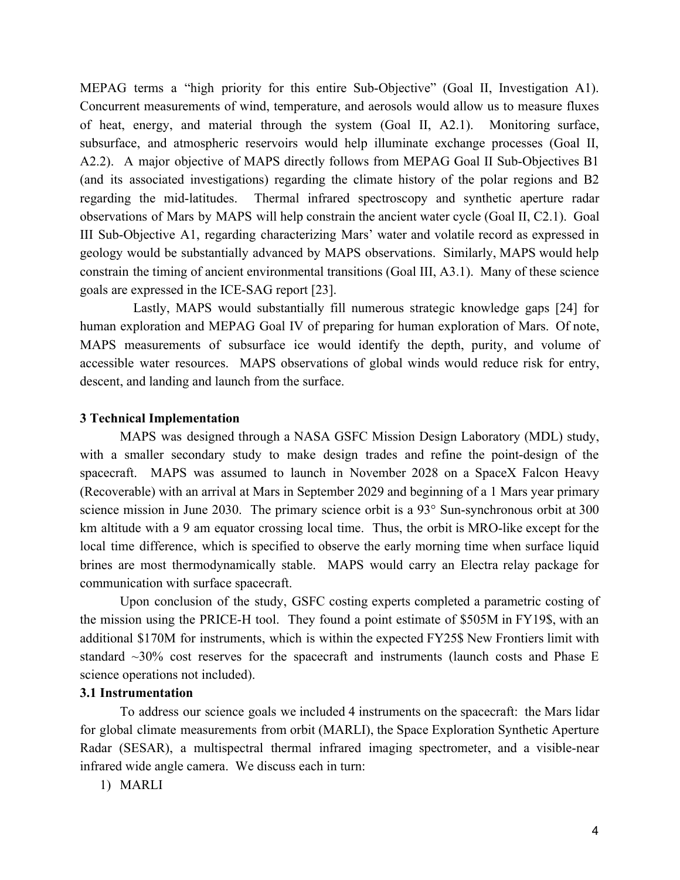MEPAG terms a "high priority for this entire Sub-Objective" (Goal II, Investigation A1). Concurrent measurements of wind, temperature, and aerosols would allow us to measure fluxes of heat, energy, and material through the system (Goal II, A2.1). Monitoring surface, subsurface, and atmospheric reservoirs would help illuminate exchange processes (Goal II, A2.2). A major objective of MAPS directly follows from MEPAG Goal II Sub-Objectives B1 (and its associated investigations) regarding the climate history of the polar regions and B2 regarding the mid-latitudes. Thermal infrared spectroscopy and synthetic aperture radar observations of Mars by MAPS will help constrain the ancient water cycle (Goal II, C2.1). Goal III Sub-Objective A1, regarding characterizing Mars' water and volatile record as expressed in geology would be substantially advanced by MAPS observations. Similarly, MAPS would help constrain the timing of ancient environmental transitions (Goal III, A3.1). Many of these science goals are expressed in the ICE-SAG report [23].

Lastly, MAPS would substantially fill numerous strategic knowledge gaps [24] for human exploration and MEPAG Goal IV of preparing for human exploration of Mars. Of note, MAPS measurements of subsurface ice would identify the depth, purity, and volume of accessible water resources. MAPS observations of global winds would reduce risk for entry, descent, and landing and launch from the surface.

**3 Technical Implementation**

MAPS was designed through a NASA GSFC Mission Design Laboratory (MDL) study, with a smaller secondary study to make design trades and refine the point-design of the spacecraft. MAPS was assumed to launch in November 2028 on a SpaceX Falcon Heavy (Recoverable) with an arrival at Mars in September 2029 and beginning of a 1 Mars year primary science mission in June 2030. The primary science orbit is a 93° Sun-synchronous orbit at 300 km altitude with a 9 am equator crossing local time. Thus, the orbit is MRO-like except for the local time difference, which is specified to observe the early morning time when surface liquid brines are most thermodynamically stable. MAPS would carry an Electra relay package for communication with surface spacecraft.

Upon conclusion of the study, GSFC costing experts completed a parametric costing of the mission using the PRICE-H tool. They found a point estimate of \$505M in FY19\$, with an additional \$170M for instruments, which is within the expected FY25\$ New Frontiers limit with standard ~30% cost reserves for the spacecraft and instruments (launch costs and Phase E science operations not included).

**3.1 Instrumentation**

To address our science goals we included 4 instruments on the spacecraft: the Mars lidar for global climate measurements from orbit (MARLI), the Space Exploration Synthetic Aperture Radar (SESAR), a multispectral thermal infrared imaging spectrometer, and a visible-near infrared wide angle camera. We discuss each in turn:

1) MARLI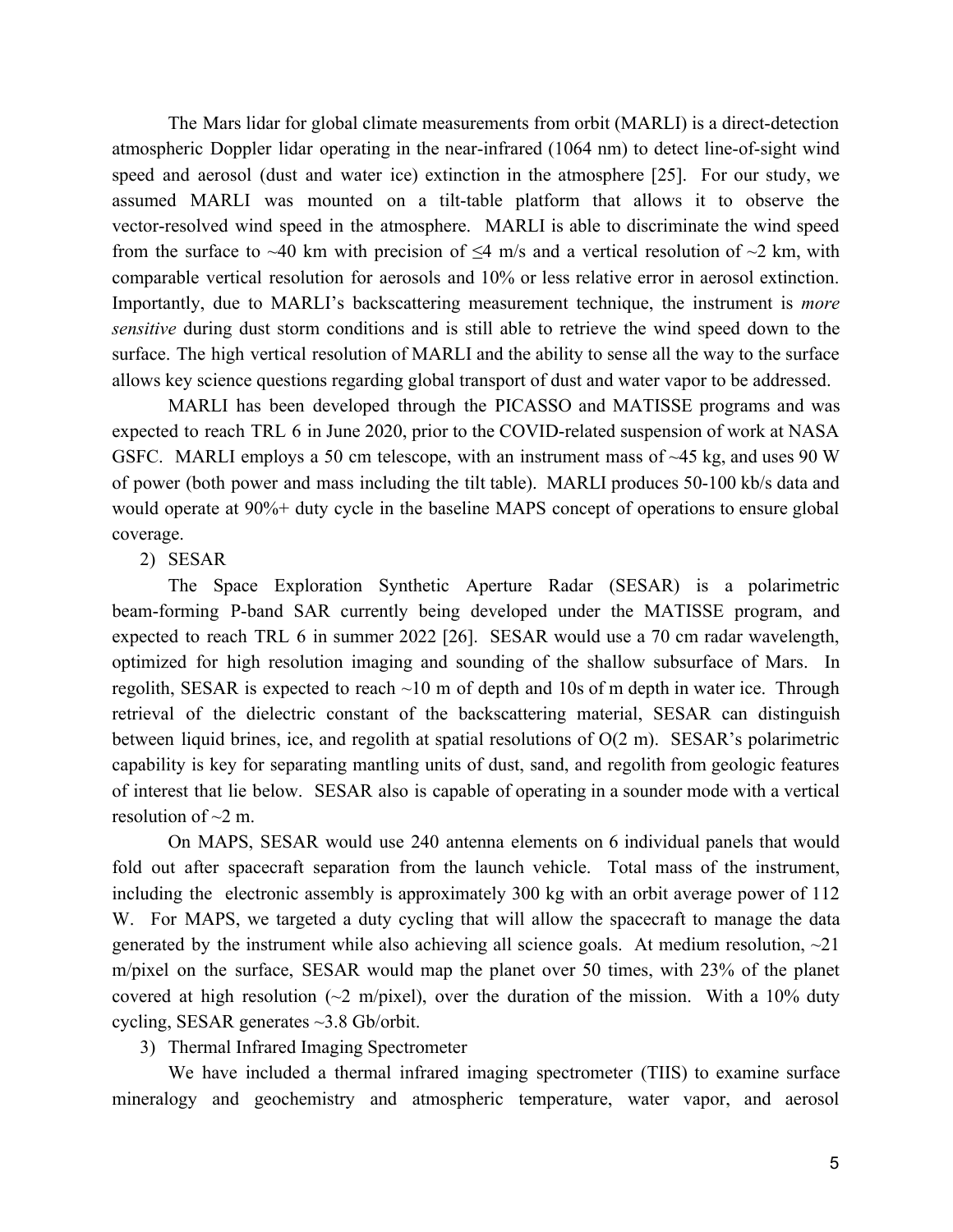The Mars lidar for global climate measurements from orbit (MARLI) is a direct-detection atmospheric Doppler lidar operating in the near-infrared (1064 nm) to detect line-of-sight wind speed and aerosol (dust and water ice) extinction in the atmosphere [25]. For our study, we assumed MARLI was mounted on a tilt-table platform that allows it to observe the vector-resolved wind speed in the atmosphere. MARLI is able to discriminate the wind speed from the surface to ~40 km with precision of ≤4 m/s and a vertical resolution of ~2 km, with comparable vertical resolution for aerosols and 10% or less relative error in aerosol extinction. Importantly, due to MARLI's backscattering measurement technique, the instrument is *more sensitive* during dust storm conditions and is still able to retrieve the wind speed down to the surface. The high vertical resolution of MARLI and the ability to sense all the way to the surface allows key science questions regarding global transport of dust and water vapor to be addressed.

MARLI has been developed through the PICASSO and MATISSE programs and was expected to reach TRL 6 in June 2020, prior to the COVID-related suspension of work at NASA GSFC. MARLI employs a 50 cm telescope, with an instrument mass of ~45 kg, and uses 90 W of power (both power and mass including the tilt table). MARLI produces 50-100 kb/s data and would operate at 90%+ duty cycle in the baseline MAPS concept of operations to ensure global coverage.

2) SESAR

The Space Exploration Synthetic Aperture Radar (SESAR) is a polarimetric beam-forming P-band SAR currently being developed under the MATISSE program, and expected to reach TRL 6 in summer 2022 [26]. SESAR would use a 70 cm radar wavelength, optimized for high resolution imaging and sounding of the shallow subsurface of Mars. In regolith, SESAR is expected to reach ~10 m of depth and 10s of m depth in water ice. Through retrieval of the dielectric constant of the backscattering material, SESAR can distinguish between liquid brines, ice, and regolith at spatial resolutions of O(2 m). SESAR's polarimetric capability is key for separating mantling units of dust, sand, and regolith from geologic features of interest that lie below. SESAR also is capable of operating in a sounder mode with a vertical resolution of ~2 m.

On MAPS, SESAR would use 240 antenna elements on 6 individual panels that would fold out after spacecraft separation from the launch vehicle. Total mass of the instrument, including the electronic assembly is approximately 300 kg with an orbit average power of 112 W. For MAPS, we targeted a duty cycling that will allow the spacecraft to manage the data generated by the instrument while also achieving all science goals. At medium resolution, ~21 m/pixel on the surface, SESAR would map the planet over 50 times, with 23% of the planet covered at high resolution (~2 m/pixel), over the duration of the mission. With a 10% duty cycling, SESAR generates ~3.8 Gb/orbit.

3) Thermal Infrared Imaging Spectrometer

We have included a thermal infrared imaging spectrometer (TIIS) to examine surface mineralogy and geochemistry and atmospheric temperature, water vapor, and aerosol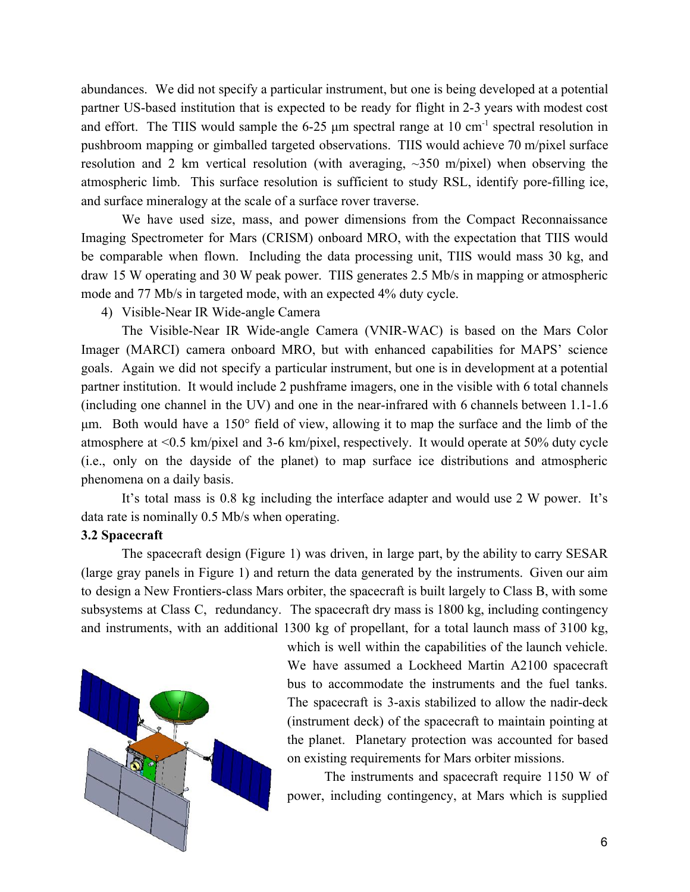abundances. We did not specify a particular instrument, but one is being developed at a potential partner US-based institution that is expected to be ready for flight in 2-3 years with modest cost and effort. The TIIS would sample the 6-25 μm spectral range at 10 $cm^{-1}$ spectral resolution in pushbroom mapping or gimballed targeted observations. TIIS would achieve 70 m/pixel surface resolution and 2 km vertical resolution (with averaging, ~350 m/pixel) when observing the atmospheric limb. This surface resolution is sufficient to study RSL, identify pore-filling ice, and surface mineralogy at the scale of a surface rover traverse.

We have used size, mass, and power dimensions from the Compact Reconnaissance Imaging Spectrometer for Mars (CRISM) onboard MRO, with the expectation that TIIS would be comparable when flown. Including the data processing unit, TIIS would mass 30 kg, and draw 15 W operating and 30 W peak power. TIIS generates 2.5 Mb/s in mapping or atmospheric mode and 77 Mb/s in targeted mode, with an expected 4% duty cycle.

4) Visible-Near IR Wide-angle Camera

The Visible-Near IR Wide-angle Camera (VNIR-WAC) is based on the Mars Color Imager (MARCI) camera onboard MRO, but with enhanced capabilities for MAPS' science goals. Again we did not specify a particular instrument, but one is in development at a potential partner institution. It would include 2 pushframe imagers, one in the visible with 6 total channels (including one channel in the UV) and one in the near-infrared with 6 channels between 1.1-1.6 μm. Both would have a 150° field of view, allowing it to map the surface and the limb of the atmosphere at <0.5 km/pixel and 3-6 km/pixel, respectively. It would operate at 50% duty cycle (i.e., only on the dayside of the planet) to map surface ice distributions and atmospheric phenomena on a daily basis.

It's total mass is 0.8 kg including the interface adapter and would use 2 W power. It's data rate is nominally 0.5 Mb/s when operating.

**3.2 Spacecraft**

The spacecraft design (Figure 1) was driven, in large part, by the ability to carry SESAR (large gray panels in Figure 1) and return the data generated by the instruments. Given our aim to design a New Frontiers-class Mars orbiter, the spacecraft is built largely to Class B, with some subsystems at Class C, redundancy. The spacecraft dry mass is 1800 kg, including contingency and instruments, with an additional 1300 kg of propellant, for a total launch mass of 3100 kg, which is well within the capabilities of the launch vehicle. We have assumed a Lockheed Martin A2100 spacecraft bus to accommodate the instruments and the fuel tanks. The spacecraft is 3-axis stabilized to allow the nadir-deck (instrument deck) of the spacecraft to maintain pointing at the planet. Planetary protection was accounted for based on existing requirements for Mars orbiter missions.

The instruments and spacecraft require 1150 W of power, including contingency, at Mars which is supplied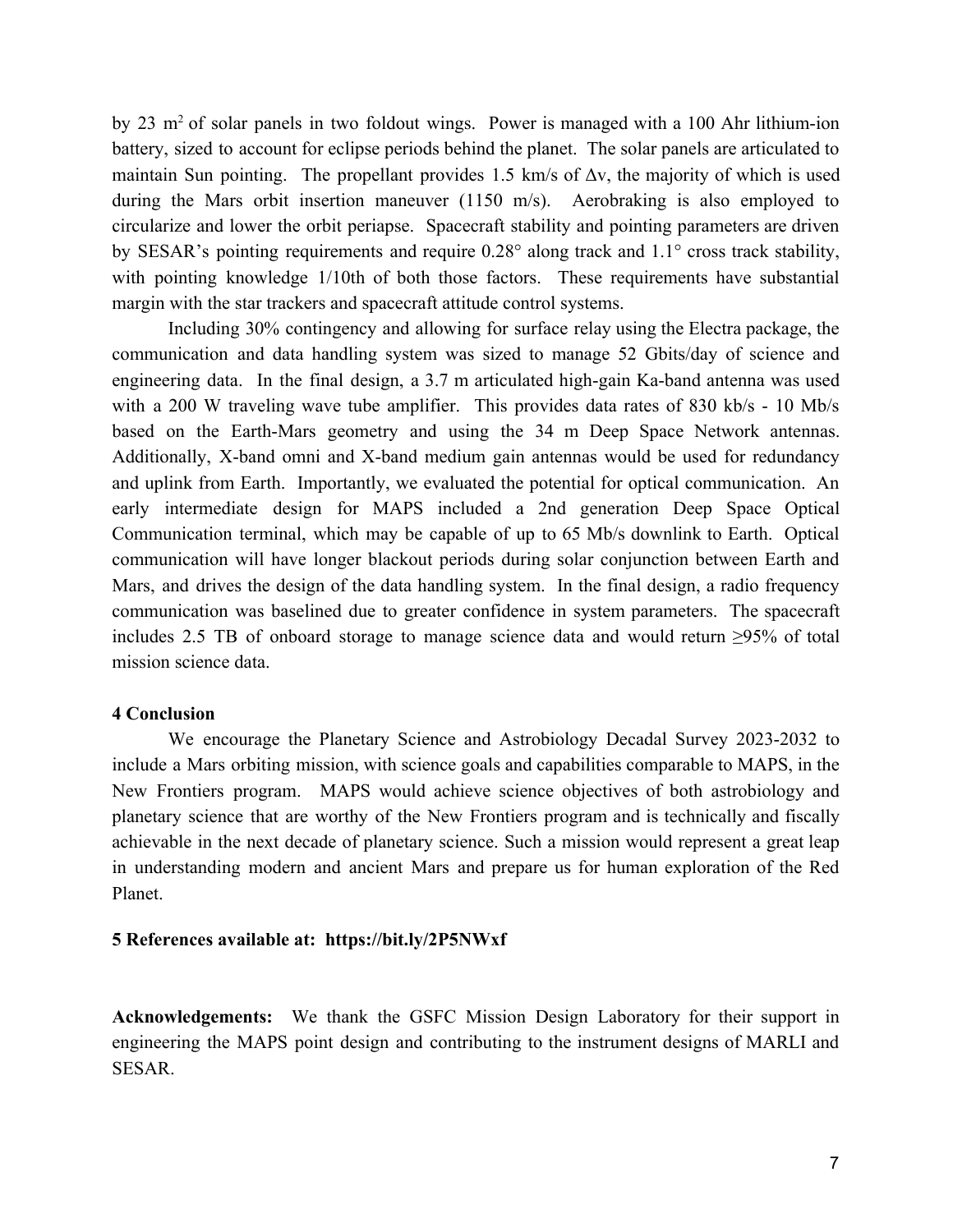by 23 $m^2$ of solar panels in two foldout wings. Power is managed with a 100 Ahr lithium-ion battery, sized to account for eclipse periods behind the planet. The solar panels are articulated to maintain Sun pointing. The propellant provides 1.5 km/s of $\Delta v$, the majority of which is used during the Mars orbit insertion maneuver (1150 m/s). Aerobraking is also employed to circularize and lower the orbit periapse. Spacecraft stability and pointing parameters are driven by SESAR's pointing requirements and require 0.28° along track and 1.1° cross track stability, with pointing knowledge 1/10th of both those factors. These requirements have substantial margin with the star trackers and spacecraft attitude control systems.

Including 30% contingency and allowing for surface relay using the Electra package, the communication and data handling system was sized to manage 52 Gbits/day of science and engineering data. In the final design, a 3.7 m articulated high-gain Ka-band antenna was used with a 200 W traveling wave tube amplifier. This provides data rates of 830 kb/s - 10 Mb/s based on the Earth-Mars geometry and using the 34 m Deep Space Network antennas. Additionally, X-band omni and X-band medium gain antennas would be used for redundancy and uplink from Earth. Importantly, we evaluated the potential for optical communication. An early intermediate design for MAPS included a 2nd generation Deep Space Optical Communication terminal, which may be capable of up to 65 Mb/s downlink to Earth. Optical communication will have longer blackout periods during solar conjunction between Earth and Mars, and drives the design of the data handling system. In the final design, a radio frequency communication was baselined due to greater confidence in system parameters. The spacecraft includes 2.5 TB of onboard storage to manage science data and would return ≥95% of total mission science data.

**4 Conclusion**

We encourage the Planetary Science and Astrobiology Decadal Survey 2023-2032 to include a Mars orbiting mission, with science goals and capabilities comparable to MAPS, in the New Frontiers program. MAPS would achieve science objectives of both astrobiology and planetary science that are worthy of the New Frontiers program and is technically and fiscally achievable in the next decade of planetary science. Such a mission would represent a great leap in understanding modern and ancient Mars and prepare us for human exploration of the Red Planet.

**5 References available at: https://bit.ly/2P5NWxf**

**Acknowledgements:** We thank the GSFC Mission Design Laboratory for their support in engineering the MAPS point design and contributing to the instrument designs of MARLI and SESAR.